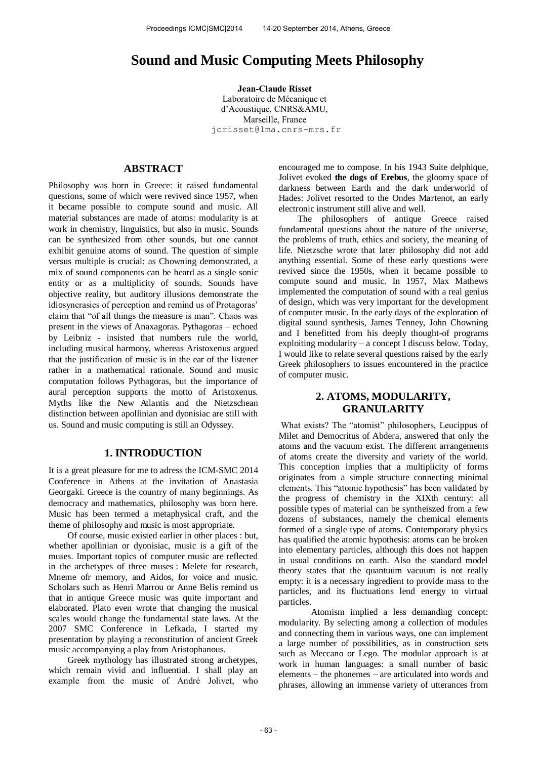# Sound and Music Computing Meets Philosophy

**Jean-Claude Risset**
Laboratoire de Mécanique et d'Acoustique, CNRS&AMU,
Marseille, France
jcrisset@lma.cnrs-mrs.fr

## ABSTRACT

Philosophy was born in Greece: it raised fundamental questions, some of which were revived since 1957, when it became possible to compute sound and music. All material substances are made of atoms: modularity is at work in chemistry, linguistics, but also in music. Sounds can be synthesized from other sounds, but one cannot exhibit genuine atoms of sound. The question of simple versus multiple is crucial: as Chowning demonstrated, a mix of sound components can be heard as a single sonic entity or as a multiplicity of sounds. Sounds have objective reality, but auditory illusions demonstrate the idiosyncrasies of perception and remind us of Protagoras' claim that "of all things the measure is man". Chaos was present in the views of Anaxagoras. Pythagoras – echoed by Leibniz - insisted that numbers rule the world, including musical harmony, whereas Aristoxenus argued that the justification of music is in the ear of the listener rather in a mathematical rationale. Sound and music computation follows Pythagoras, but the importance of aural perception supports the motto of Aristoxenus. Myths like the New Atlantis and the Nietzschean distinction between apollinian and dyonisiac are still with us. Sound and music computing is still an Odyssey.

## 1. INTRODUCTION

It is a great pleasure for me to adress the ICM-SMC 2014 Conference in Athens at the invitation of Anastasia Georgaki. Greece is the country of many beginnings. As democracy and mathematics, philosophy was born here. Music has been termed a metaphysical craft, and the theme of philosophy and music is most appropriate.

Of course, music existed earlier in other places : but, whether apollinian or dyonisiac, music is a gift of the muses. Important topics of computer music are reflected in the archetypes of three muses : Melete for research, Mneme ofr memory, and Aidos, for voice and music. Scholars such as Henri Marrou or Anne Belis remind us that in antique Greece music was quite important and elaborated. Plato even wrote that changing the musical scales would change the fundamental state laws. At the 2007 SMC Conference in Lefkada, I started my presentation by playing a reconstitution of ancient Greek music accompanying a play from Aristophanous.

Greek mythology has illustrated strong archetypes, which remain vivid and influential. I shall play an example from the music of André Jolivet, who encouraged me to compose. In his 1943 Suite delphique, Jolivet evoked **the dogs of Erebus**, the gloomy space of darkness between Earth and the dark underworld of Hades: Jolivet resorted to the Ondes Martenot, an early electronic instrument still alive and well.

The philosophers of antique Greece raised fundamental questions about the nature of the universe, the problems of truth, ethics and society, the meaning of life. Nietzsche wrote that later philosophy did not add anything essential. Some of these early questions were revived since the 1950s, when it became possible to compute sound and music. In 1957, Max Mathews implemented the computation of sound with a real genius of design, which was very important for the development of computer music. In the early days of the exploration of digital sound synthesis, James Tenney, John Chowning and I benefitted from his deeply thought-of programs exploiting modularity – a concept I discuss below. Today, I would like to relate several questions raised by the early Greek philosophers to issues encountered in the practice of computer music.

## 2. ATOMS, MODULARITY, GRANULARITY

What exists? The "atomist" philosophers, Leucippus of Milet and Democritus of Abdera, answered that only the atoms and the vacuum exist. The different arrangements of atoms create the diversity and variety of the world. This conception implies that a multiplicity of forms originates from a simple structure connecting minimal elements. This "atomic hypothesis" has been validated by the progress of chemistry in the XIXth century: all possible types of material can be syntheiszed from a few dozens of substances, namely the chemical elements formed of a single type of atoms. Contemporary physics has qualified the atomic hypothesis: atoms can be broken into elementary particles, although this does not happen in usual conditions on earth. Also the standard model theory states that the quantuum vacuum is not really empty: it is a necessary ingredient to provide mass to the particles, and its fluctuations lend energy to virtual particles.

Atomism implied a less demanding concept: modularity. By selecting among a collection of modules and connecting them in various ways, one can implement a large number of possibilities, as in construction sets such as Meccano or Lego. The modular approach is at work in human languages: a small number of basic elements – the phonemes – are articulated into words and phrases, allowing an immense variety of utterances from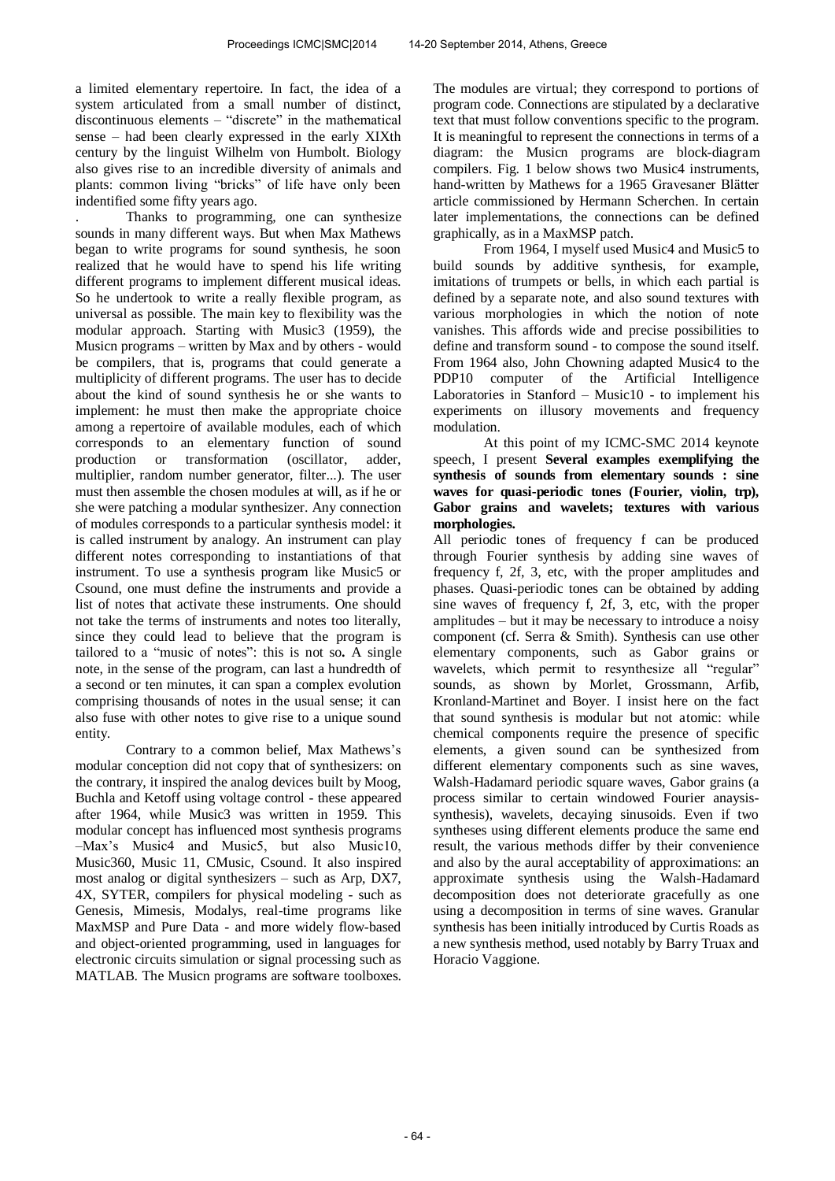a limited elementary repertoire. In fact, the idea of a system articulated from a small number of distinct, discontinuous elements – "discrete" in the mathematical sense – had been clearly expressed in the early XIXth century by the linguist Wilhelm von Humbolt. Biology also gives rise to an incredible diversity of animals and plants: common living "bricks" of life have only been indentified some fifty years ago.

. Thanks to programming, one can synthesize sounds in many different ways. But when Max Mathews began to write programs for sound synthesis, he soon realized that he would have to spend his life writing different programs to implement different musical ideas. So he undertook to write a really flexible program, as universal as possible. The main key to flexibility was the modular approach. Starting with Music3 (1959), the Musicn programs – written by Max and by others - would be compilers, that is, programs that could generate a multiplicity of different programs. The user has to decide about the kind of sound synthesis he or she wants to implement: he must then make the appropriate choice among a repertoire of available modules, each of which corresponds to an elementary function of sound production or transformation (oscillator, adder, multiplier, random number generator, filter...). The user must then assemble the chosen modules at will, as if he or she were patching a modular synthesizer. Any connection of modules corresponds to a particular synthesis model: it is called instrument by analogy. An instrument can play different notes corresponding to instantiations of that instrument. To use a synthesis program like Music5 or Csound, one must define the instruments and provide a list of notes that activate these instruments. One should not take the terms of instruments and notes too literally, since they could lead to believe that the program is tailored to a "music of notes": this is not so**.** A single note, in the sense of the program, can last a hundredth of a second or ten minutes, it can span a complex evolution comprising thousands of notes in the usual sense; it can also fuse with other notes to give rise to a unique sound entity.

Contrary to a common belief, Max Mathews's modular conception did not copy that of synthesizers: on the contrary, it inspired the analog devices built by Moog, Buchla and Ketoff using voltage control - these appeared after 1964, while Music3 was written in 1959. This modular concept has influenced most synthesis programs –Max's Music4 and Music5, but also Music10, Music360, Music 11, CMusic, Csound. It also inspired most analog or digital synthesizers – such as Arp, DX7, 4X, SYTER, compilers for physical modeling - such as Genesis, Mimesis, Modalys, real-time programs like MaxMSP and Pure Data - and more widely flow-based and object-oriented programming, used in languages for electronic circuits simulation or signal processing such as MATLAB. The Musicn programs are software toolboxes. The modules are virtual; they correspond to portions of program code. Connections are stipulated by a declarative text that must follow conventions specific to the program. It is meaningful to represent the connections in terms of a diagram: the Musicn programs are block-diagram compilers. Fig. 1 below shows two Music4 instruments, hand-written by Mathews for a 1965 Gravesaner Blätter article commissioned by Hermann Scherchen. In certain later implementations, the connections can be defined graphically, as in a MaxMSP patch.

From 1964, I myself used Music4 and Music5 to build sounds by additive synthesis, for example, imitations of trumpets or bells, in which each partial is defined by a separate note, and also sound textures with various morphologies in which the notion of note vanishes. This affords wide and precise possibilities to define and transform sound - to compose the sound itself. From 1964 also, John Chowning adapted Music4 to the PDP10 computer of the Artificial Intelligence Laboratories in Stanford – Music10 - to implement his experiments on illusory movements and frequency modulation.

At this point of my ICMC-SMC 2014 keynote speech, I present **Several examples exemplifying the synthesis of sounds from elementary sounds : sine waves for quasi-periodic tones (Fourier, violin, trp), Gabor grains and wavelets; textures with various morphologies.**

All periodic tones of frequency f can be produced through Fourier synthesis by adding sine waves of frequency f, 2f, 3, etc, with the proper amplitudes and phases. Quasi-periodic tones can be obtained by adding sine waves of frequency f, 2f, 3, etc, with the proper amplitudes – but it may be necessary to introduce a noisy component (cf. Serra & Smith). Synthesis can use other elementary components, such as Gabor grains or wavelets, which permit to resynthesize all "regular" sounds, as shown by Morlet, Grossmann, Arfib, Kronland-Martinet and Boyer. I insist here on the fact that sound synthesis is modular but not atomic: while chemical components require the presence of specific elements, a given sound can be synthesized from different elementary components such as sine waves, Walsh-Hadamard periodic square waves, Gabor grains (a process similar to certain windowed Fourier anaysis-synthesis), wavelets, decaying sinusoids. Even if two syntheses using different elements produce the same end result, the various methods differ by their convenience and also by the aural acceptability of approximations: an approximate synthesis using the Walsh-Hadamard decomposition does not deteriorate gracefully as one using a decomposition in terms of sine waves. Granular synthesis has been initially introduced by Curtis Roads as a new synthesis method, used notably by Barry Truax and Horacio Vaggione.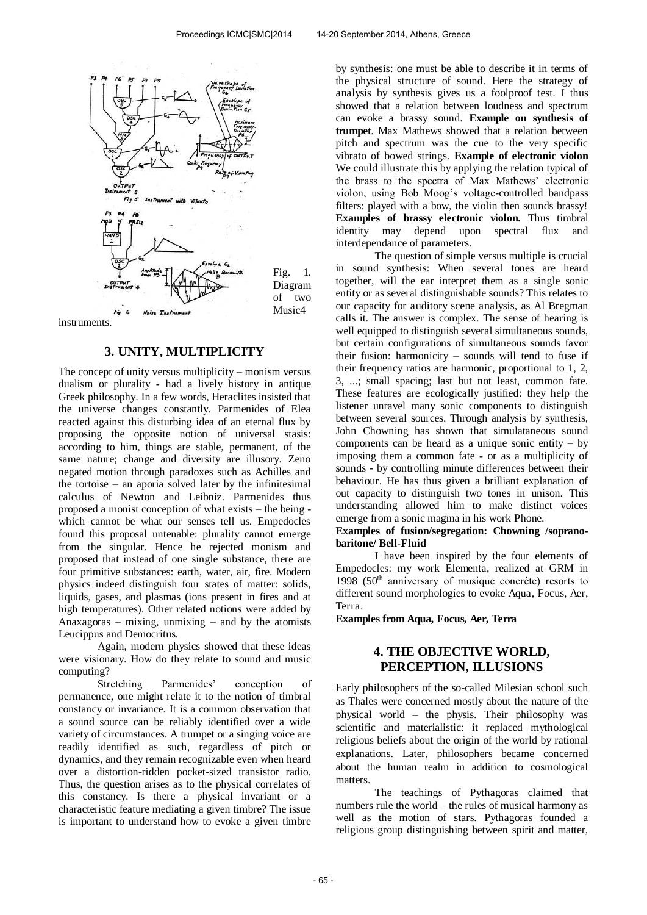Fig. 1. Diagram of two Music4 instruments.

## 3. UNITY, MULTIPLICITY

The concept of unity versus multiplicity – monism versus dualism or plurality - had a lively history in antique Greek philosophy. In a few words, Heraclites insisted that the universe changes constantly. Parmenides of Elea reacted against this disturbing idea of an eternal flux by proposing the opposite notion of universal stasis: according to him, things are stable, permanent, of the same nature; change and diversity are illusory. Zeno negated motion through paradoxes such as Achilles and the tortoise – an aporia solved later by the infinitesimal calculus of Newton and Leibniz. Parmenides thus proposed a monist conception of what exists – the being - which cannot be what our senses tell us. Empedocles found this proposal untenable: plurality cannot emerge from the singular. Hence he rejected monism and proposed that instead of one single substance, there are four primitive substances: earth, water, air, fire. Modern physics indeed distinguish four states of matter: solids, liquids, gases, and plasmas (ions present in fires and at high temperatures). Other related notions were added by Anaxagoras – mixing, unmixing – and by the atomists Leucippus and Democritus.

Again, modern physics showed that these ideas were visionary. How do they relate to sound and music computing?

Stretching Parmenides' conception of permanence, one might relate it to the notion of timbral constancy or invariance. It is a common observation that a sound source can be reliably identified over a wide variety of circumstances. A trumpet or a singing voice are readily identified as such, regardless of pitch or dynamics, and they remain recognizable even when heard over a distortion-ridden pocket-sized transistor radio. Thus, the question arises as to the physical correlates of this constancy. Is there a physical invariant or a characteristic feature mediating a given timbre? The issue is important to understand how to evoke a given timbre by synthesis: one must be able to describe it in terms of the physical structure of sound. Here the strategy of analysis by synthesis gives us a foolproof test. I thus showed that a relation between loudness and spectrum can evoke a brassy sound. **Example on synthesis of trumpet**. Max Mathews showed that a relation between pitch and spectrum was the cue to the very specific vibrato of bowed strings. **Example of electronic violon** We could illustrate this by applying the relation typical of the brass to the spectra of Max Mathews' electronic violon, using Bob Moog's voltage-controlled bandpass filters: played with a bow, the violin then sounds brassy! **Examples of brassy electronic violon.** Thus timbral identity may depend upon spectral flux and interdependance of parameters.

The question of simple versus multiple is crucial in sound synthesis: When several tones are heard together, will the ear interpret them as a single sonic entity or as several distinguishable sounds? This relates to our capacity for auditory scene analysis, as Al Bregman calls it. The answer is complex. The sense of hearing is well equipped to distinguish several simultaneous sounds, but certain configurations of simultaneous sounds favor their fusion: harmonicity – sounds will tend to fuse if their frequency ratios are harmonic, proportional to 1, 2, 3, ...; small spacing; last but not least, common fate. These features are ecologically justified: they help the listener unravel many sonic components to distinguish between several sources. Through analysis by synthesis, John Chowning has shown that simulataneous sound components can be heard as a unique sonic entity – by imposing them a common fate - or as a multiplicity of sounds - by controlling minute differences between their behaviour. He has thus given a brilliant explanation of out capacity to distinguish two tones in unison. This understanding allowed him to make distinct voices emerge from a sonic magma in his work Phone.

**Examples of fusion/segregation: Chowning /soprano-baritone/ Bell-Fluid**

I have been inspired by the four elements of Empedocles: my work Elementa, realized at GRM in 1998 (50[th] anniversary of musique concrète) resorts to different sound morphologies to evoke Aqua, Focus, Aer, Terra.

**Examples from Aqua, Focus, Aer, Terra**

## 4. THE OBJECTIVE WORLD, PERCEPTION, ILLUSIONS

Early philosophers of the so-called Milesian school such as Thales were concerned mostly about the nature of the physical world – the physis. Their philosophy was scientific and materialistic: it replaced mythological religious beliefs about the origin of the world by rational explanations. Later, philosophers became concerned about the human realm in addition to cosmological matters.

The teachings of Pythagoras claimed that numbers rule the world – the rules of musical harmony as well as the motion of stars. Pythagoras founded a religious group distinguishing between spirit and matter,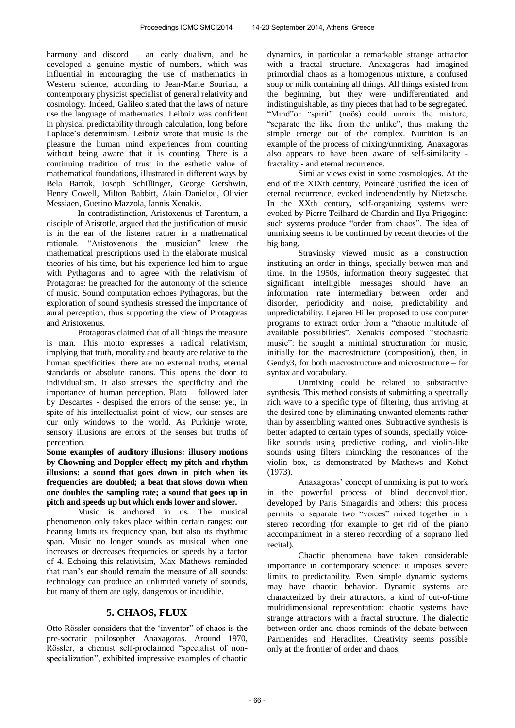harmony and discord – an early dualism, and he developed a genuine mystic of numbers, which was influential in encouraging the use of mathematics in Western science, according to Jean-Marie Souriau, a contemporary physicist specialist of general relativity and cosmology. Indeed, Galileo stated that the laws of nature use the language of mathematics. Leibniz was confident in physical predictability through calculation, long before Laplace's determinism. Leibniz wrote that music is the pleasure the human mind experiences from counting without being aware that it is counting. There is a continuing tradition of trust in the esthetic value of mathematical foundations, illustrated in different ways by Bela Bartok, Joseph Schillinger, George Gershwin, Henry Cowell, Milton Babbitt, Alain Danielou, Olivier Messiaen, Guerino Mazzola, Iannis Xenakis.

In contradistinction, Aristoxenus of Tarentum, a disciple of Aristotle, argued that the justification of music is in the ear of the listener rather in a mathematical rationale. "Aristoxenous the musician" knew the mathematical prescriptions used in the elaborate musical theories of his time, but his experience led him to argue with Pythagoras and to agree with the relativism of Protagoras: he preached for the autonomy of the science of music. Sound computation echoes Pythagoras, but the exploration of sound synthesis stressed the importance of aural perception, thus supporting the view of Protagoras and Aristoxenus.

Protagoras claimed that of all things the measure is man. This motto expresses a radical relativism, implying that truth, morality and beauty are relative to the human specificities: there are no external truths, eternal standards or absolute canons. This opens the door to individualism. It also stresses the specificity and the importance of human perception. Plato – followed later by Descartes - despised the errors of the sense: yet, in spite of his intellectualist point of view, our senses are our only windows to the world. As Purkinje wrote, sensory illusions are errors of the senses but truths of perception.

**Some examples of auditory illusions: illusory motions by Chowning and Doppler effect; my pitch and rhythm illusions: a sound that goes down in pitch when its frequencies are doubled; a beat that slows down when one doubles the sampling rate; a sound that goes up in pitch and speeds up but which ends lower and slower.**

Music is anchored in us. The musical phenomenon only takes place within certain ranges: our hearing limits its frequency span, but also its rhythmic span. Music no longer sounds as musical when one increases or decreases frequencies or speeds by a factor of 4. Echoing this relativisim, Max Mathews reminded that man's ear should remain the measure of all sounds: technology can produce an unlimited variety of sounds, but many of them are ugly, dangerous or inaudible.

## 5. CHAOS, FLUX

Otto Rössler considers that the 'inventor' of chaos is the pre-socratic philosopher Anaxagoras. Around 1970, Rössler, a chemist self-proclaimed "specialist of non-specialization", exhibited impressive examples of chaotic dynamics, in particular a remarkable strange attractor with a fractal structure. Anaxagoras had imagined primordial chaos as a homogenous mixture, a confused soup or milk containing all things. All things existed from the beginning, but they were undifferentiated and indistinguishable, as tiny pieces that had to be segregated. "Mind"or "spirit" (noös) could unmix the mixture, "separate the like from the unlike", thus making the simple emerge out of the complex. Nutrition is an example of the process of mixing/unmixing. Anaxagoras also appears to have been aware of self-similarity - fractality - and eternal recurrence.

Similar views exist in some cosmologies. At the end of the XIXth century, Poincaré justified the idea of eternal recurrence, evoked independently by Nietzsche. In the XXth century, self-organizing systems were evoked by Pierre Teilhard de Chardin and Ilya Prigogine: such systems produce "order from chaos". The idea of unmixing seems to be confirmed by recent theories of the big bang.

Stravinsky viewed music as a construction instituting an order in things, specially betwen man and time. In the 1950s, information theory suggested that significant intelligible messages should have an information rate intermediary between order and disorder, periodicity and noise, predictability and unpredictability. Lejaren Hiller proposed to use computer programs to extract order from a "chaotic multitude of available possibilities". Xenakis composed "stochastic music": he sought a minimal structuration for music, initially for the macrostructure (composition), then, in Gendy3, for both macrostructure and microstructure – for syntax and vocabulary.

Unmixing could be related to substractive synthesis. This method consists of submitting a spectrally rich wave to a specific type of filtering, thus arriving at the desired tone by eliminating unwanted elements rather than by assembling wanted ones. Subtractive synthesis is better adapted to certain types of sounds, specially voice-like sounds using predictive coding, and violin-like sounds using filters mimcking the resonances of the violin box, as demonstrated by Mathews and Kohut (1973).

Anaxagoras' concept of unmixing is put to work in the powerful process of blind deconvolution, developed by Paris Smagardis and others: this process permits to separate two "voices" mixed together in a stereo recording (for example to get rid of the piano accompaniment in a stereo recording of a soprano lied recital).

Chaotic phenomena have taken considerable importance in contemporary science: it imposes severe limits to predictability. Even simple dynamic systems may have chaotic behavior. Dynamic systems are characterized by their attractors, a kind of out-of-time multidimensional representation: chaotic systems have strange attractors with a fractal structure. The dialectic between order and chaos reminds of the debate between Parmenides and Heraclites. Creativity seems possible only at the frontier of order and chaos.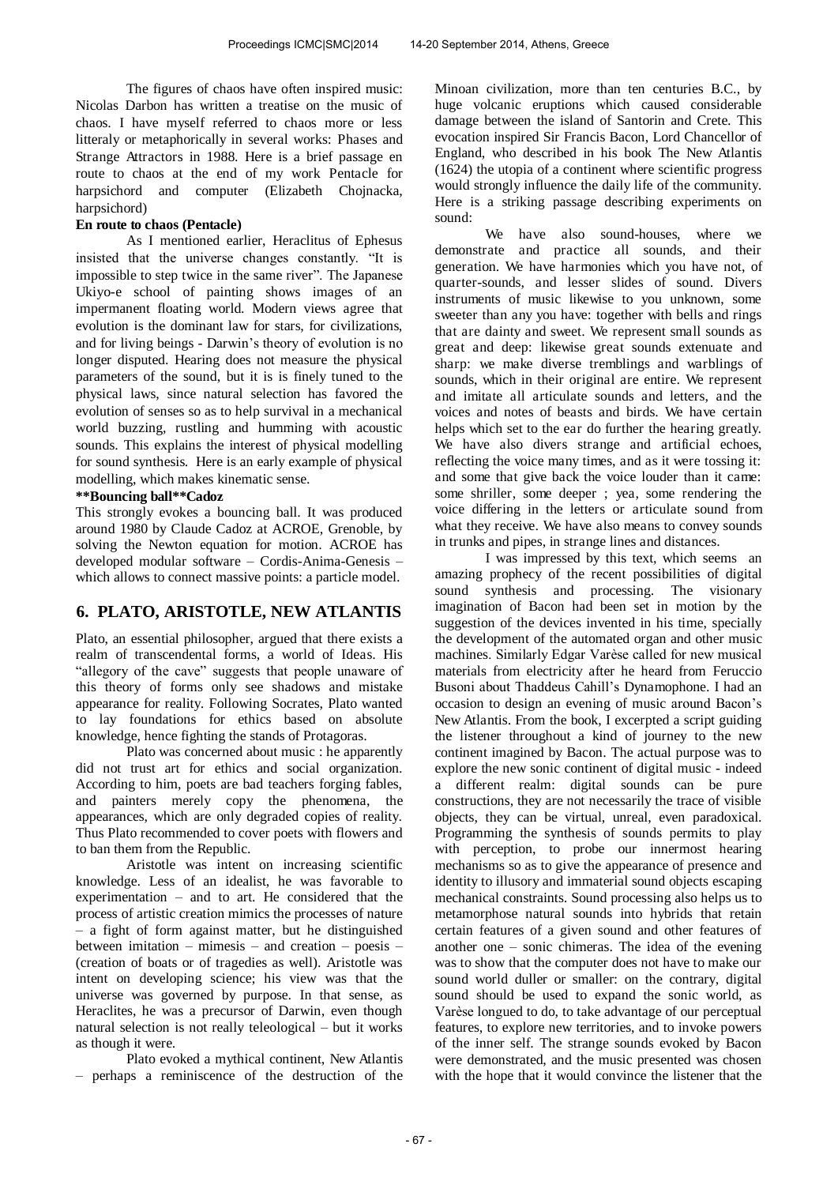The figures of chaos have often inspired music: Nicolas Darbon has written a treatise on the music of chaos. I have myself referred to chaos more or less litteraly or metaphorically in several works: Phases and Strange Attractors in 1988. Here is a brief passage en route to chaos at the end of my work Pentacle for harpsichord and computer (Elizabeth Chojnacka, harpsichord)

**En route to chaos (Pentacle)**

As I mentioned earlier, Heraclitus of Ephesus insisted that the universe changes constantly. "It is impossible to step twice in the same river". The Japanese Ukiyo-e school of painting shows images of an impermanent floating world. Modern views agree that evolution is the dominant law for stars, for civilizations, and for living beings - Darwin's theory of evolution is no longer disputed. Hearing does not measure the physical parameters of the sound, but it is is finely tuned to the physical laws, since natural selection has favored the evolution of senses so as to help survival in a mechanical world buzzing, rustling and humming with acoustic sounds. This explains the interest of physical modelling for sound synthesis. Here is an early example of physical modelling, which makes kinematic sense.

**\*\*Bouncing ball\*\*Cadoz**

This strongly evokes a bouncing ball. It was produced around 1980 by Claude Cadoz at ACROE, Grenoble, by solving the Newton equation for motion. ACROE has developed modular software – Cordis-Anima-Genesis – which allows to connect massive points: a particle model.

## 6. PLATO, ARISTOTLE, NEW ATLANTIS

Plato, an essential philosopher, argued that there exists a realm of transcendental forms, a world of Ideas. His "allegory of the cave" suggests that people unaware of this theory of forms only see shadows and mistake appearance for reality. Following Socrates, Plato wanted to lay foundations for ethics based on absolute knowledge, hence fighting the stands of Protagoras.

Plato was concerned about music : he apparently did not trust art for ethics and social organization. According to him, poets are bad teachers forging fables, and painters merely copy the phenomena, the appearances, which are only degraded copies of reality. Thus Plato recommended to cover poets with flowers and to ban them from the Republic.

Aristotle was intent on increasing scientific knowledge. Less of an idealist, he was favorable to experimentation – and to art. He considered that the process of artistic creation mimics the processes of nature – a fight of form against matter, but he distinguished between imitation – mimesis – and creation – poesis – (creation of boats or of tragedies as well). Aristotle was intent on developing science; his view was that the universe was governed by purpose. In that sense, as Heraclites, he was a precursor of Darwin, even though natural selection is not really teleological – but it works as though it were.

Plato evoked a mythical continent, New Atlantis – perhaps a reminiscence of the destruction of the Minoan civilization, more than ten centuries B.C., by huge volcanic eruptions which caused considerable damage between the island of Santorin and Crete. This evocation inspired Sir Francis Bacon, Lord Chancellor of England, who described in his book The New Atlantis (1624) the utopia of a continent where scientific progress would strongly influence the daily life of the community. Here is a striking passage describing experiments on sound:

We have also sound-houses, where we demonstrate and practice all sounds, and their generation. We have harmonies which you have not, of quarter-sounds, and lesser slides of sound. Divers instruments of music likewise to you unknown, some sweeter than any you have: together with bells and rings that are dainty and sweet. We represent small sounds as great and deep: likewise great sounds extenuate and sharp: we make diverse tremblings and warblings of sounds, which in their original are entire. We represent and imitate all articulate sounds and letters, and the voices and notes of beasts and birds. We have certain helps which set to the ear do further the hearing greatly. We have also divers strange and artificial echoes, reflecting the voice many times, and as it were tossing it: and some that give back the voice louder than it came: some shriller, some deeper ; yea, some rendering the voice differing in the letters or articulate sound from what they receive. We have also means to convey sounds in trunks and pipes, in strange lines and distances.

I was impressed by this text, which seems an amazing prophecy of the recent possibilities of digital sound synthesis and processing. The visionary imagination of Bacon had been set in motion by the suggestion of the devices invented in his time, specially the development of the automated organ and other music machines. Similarly Edgar Varèse called for new musical materials from electricity after he heard from Feruccio Busoni about Thaddeus Cahill's Dynamophone. I had an occasion to design an evening of music around Bacon's New Atlantis. From the book, I excerpted a script guiding the listener throughout a kind of journey to the new continent imagined by Bacon. The actual purpose was to explore the new sonic continent of digital music - indeed a different realm: digital sounds can be pure constructions, they are not necessarily the trace of visible objects, they can be virtual, unreal, even paradoxical. Programming the synthesis of sounds permits to play with perception, to probe our innermost hearing mechanisms so as to give the appearance of presence and identity to illusory and immaterial sound objects escaping mechanical constraints. Sound processing also helps us to metamorphose natural sounds into hybrids that retain certain features of a given sound and other features of another one – sonic chimeras. The idea of the evening was to show that the computer does not have to make our sound world duller or smaller: on the contrary, digital sound should be used to expand the sonic world, as Varèse longued to do, to take advantage of our perceptual features, to explore new territories, and to invoke powers of the inner self. The strange sounds evoked by Bacon were demonstrated, and the music presented was chosen with the hope that it would convince the listener that the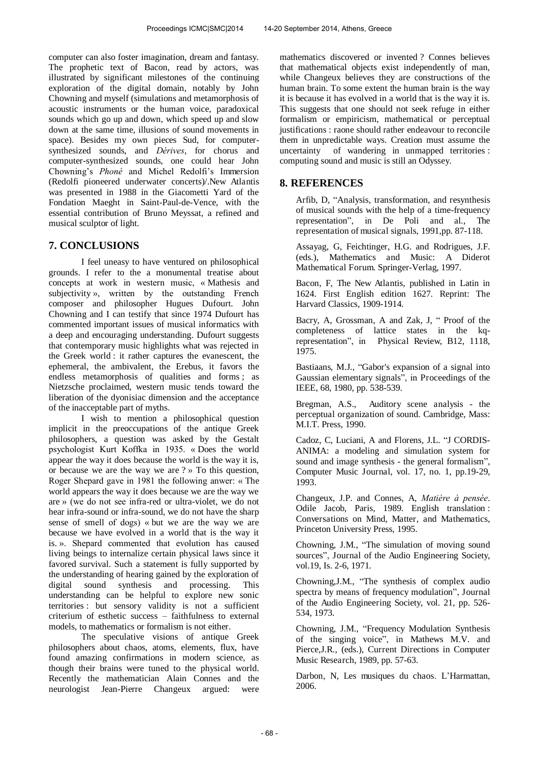computer can also foster imagination, dream and fantasy. The prophetic text of Bacon, read by actors, was illustrated by significant milestones of the continuing exploration of the digital domain, notably by John Chowning and myself (simulations and metamorphosis of acoustic instruments or the human voice, paradoxical sounds which go up and down, which speed up and slow down at the same time, illusions of sound movements in space). Besides my own pieces Sud, for computer-synthesized sounds, and *Dérives*, for chorus and computer-synthesized sounds, one could hear John Chowning's *Phoné* and Michel Redolfi's Immersion (Redolfi pioneered underwater concerts)/.New Atlantis was presented in 1988 in the Giacometti Yard of the Fondation Maeght in Saint-Paul-de-Vence, with the essential contribution of Bruno Meyssat, a refined and musical sculptor of light.

## 7. CONCLUSIONS

I feel uneasy to have ventured on philosophical grounds. I refer to the a monumental treatise about concepts at work in western music, « Mathesis and subjectivity », written by the outstanding French composer and philosopher Hugues Dufourt. John Chowning and I can testify that since 1974 Dufourt has commented important issues of musical informatics with a deep and encouraging understanding. Dufourt suggests that contemporary music highlights what was rejected in the Greek world : it rather captures the evanescent, the ephemeral, the ambivalent, the Erebus, it favors the endless metamorphosis of qualities and forms ; as Nietzsche proclaimed, western music tends toward the liberation of the dyonisiac dimension and the acceptance of the inacceptable part of myths.

I wish to mention a philosophical question implicit in the preoccupations of the antique Greek philosophers, a question was asked by the Gestalt psychologist Kurt Koffka in 1935. « Does the world appear the way it does because the world is the way it is, or because we are the way we are ? » To this question, Roger Shepard gave in 1981 the following anwer: « The world appears the way it does because we are the way we are » (we do not see infra-red or ultra-violet, we do not hear infra-sound or infra-sound, we do not have the sharp sense of smell of dogs) « but we are the way we are because we have evolved in a world that is the way it is. ». Shepard commented that evolution has caused living beings to internalize certain physical laws since it favored survival. Such a statement is fully supported by the understanding of hearing gained by the exploration of digital sound synthesis and processing. This understanding can be helpful to explore new sonic territories : but sensory validity is not a sufficient criterium of esthetic success – faithfulness to external models, to mathematics or formalism is not either.

The speculative visions of antique Greek philosophers about chaos, atoms, elements, flux, have found amazing confirmations in modern science, as though their brains were tuned to the physical world. Recently the mathematician Alain Connes and the neurologist Jean-Pierre Changeux argued: were mathematics discovered or invented ? Connes believes that mathematical objects exist independently of man, while Changeux believes they are constructions of the human brain. To some extent the human brain is the way it is because it has evolved in a world that is the way it is. This suggests that one should not seek refuge in either formalism or empiricism, mathematical or perceptual justifications : raone should rather endeavour to reconcile them in unpredictable ways. Creation must assume the uncertainty of wandering in unmapped territories : computing sound and music is still an Odyssey.

## 8. REFERENCES

Arfib, D, "Analysis, transformation, and resynthesis of musical sounds with the help of a time-frequency representation", in De Poli and al., The representation of musical signals, 1991,pp. 87-118.

Assayag, G, Feichtinger, H.G. and Rodrigues, J.F. (eds.), Mathematics and Music: A Diderot Mathematical Forum. Springer-Verlag, 1997.

Bacon, F, The New Atlantis, published in Latin in 1624. First English edition 1627. Reprint: The Harvard Classics, 1909-1914.

Bacry, A, Grossman, A and Zak, J, " Proof of the completeness of lattice states in the kq-representation", in Physical Review, B12, 1118, 1975.

Bastiaans, M.J., "Gabor's expansion of a signal into Gaussian elementary signals", in Proceedings of the IEEE, 68, 1980, pp. 538-539.

Bregman, A.S., Auditory scene analysis - the perceptual organization of sound. Cambridge, Mass: M.I.T. Press, 1990.

Cadoz, C, Luciani, A and Florens, J.L. "J CORDIS-ANIMA: a modeling and simulation system for sound and image synthesis - the general formalism", Computer Music Journal, vol. 17, no. 1, pp.19-29, 1993.

Changeux, J.P. and Connes, A, *Matière à pensée*. Odile Jacob, Paris, 1989. English translation : Conversations on Mind, Matter, and Mathematics, Princeton University Press, 1995.

Chowning, J.M., "The simulation of moving sound sources", Journal of the Audio Engineering Society, vol.19, Is. 2-6, 1971.

Chowning,J.M., "The synthesis of complex audio spectra by means of frequency modulation", Journal of the Audio Engineering Society, vol. 21, pp. 526-534, 1973.

Chowning, J.M., "Frequency Modulation Synthesis of the singing voice", in Mathews M.V. and Pierce,J.R., (eds.), Current Directions in Computer Music Research, 1989, pp. 57-63.

Darbon, N, Les musiques du chaos. L'Harmattan, 2006.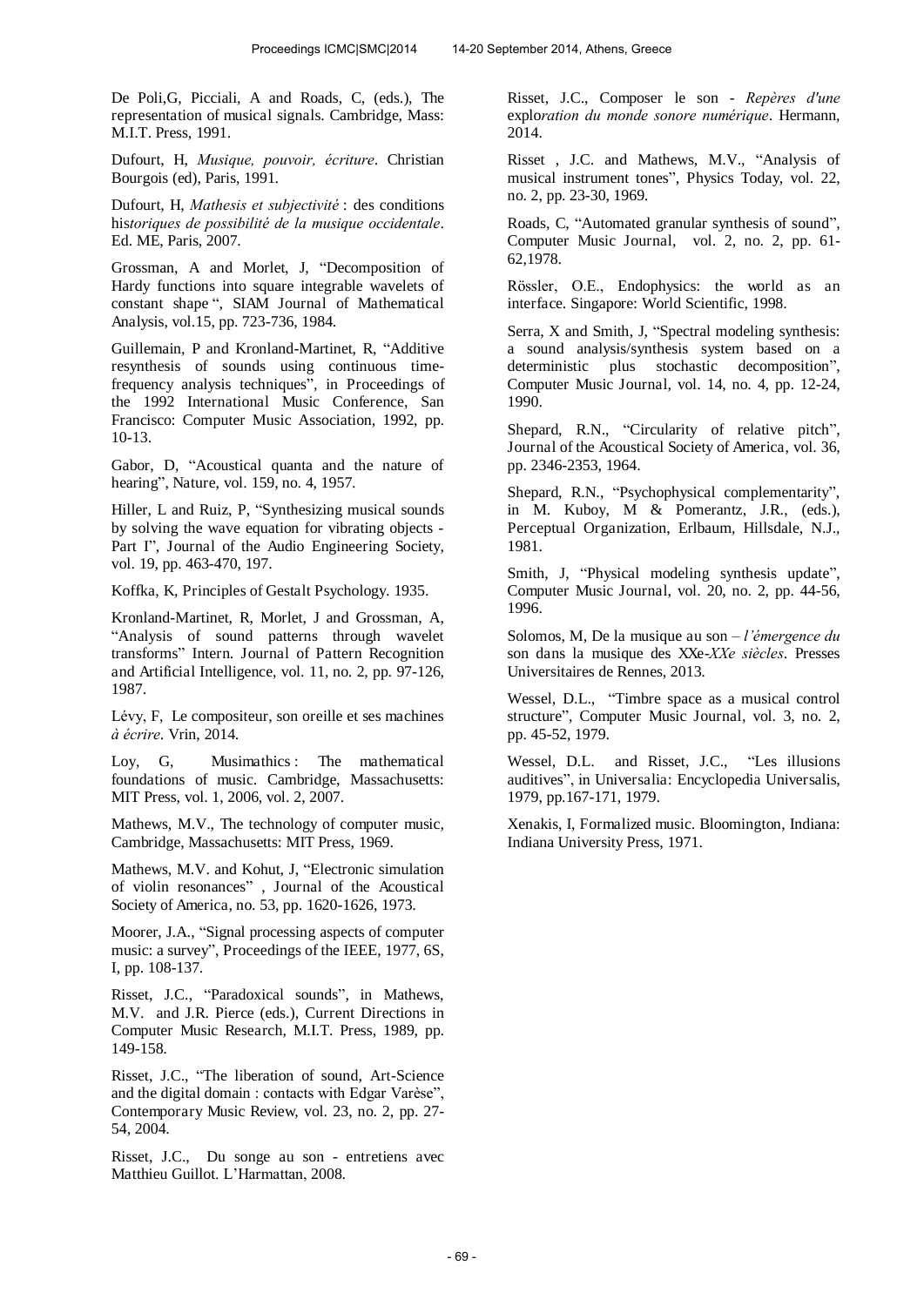De Poli,G, Picciali, A and Roads, C, (eds.), The representation of musical signals. Cambridge, Mass: M.I.T. Press, 1991.

Dufourt, H, *Musique, pouvoir, écriture*. Christian Bourgois (ed), Paris, 1991.

Dufourt, H, *Mathesis et subjectivité* : des conditions his*toriques de possibilité de la musique occidentale*. Ed. ME, Paris, 2007.

Grossman, A and Morlet, J, "Decomposition of Hardy functions into square integrable wavelets of constant shape ", SIAM Journal of Mathematical Analysis, vol.15, pp. 723-736, 1984.

Guillemain, P and Kronland-Martinet, R, "Additive resynthesis of sounds using continuous time-frequency analysis techniques", in Proceedings of the 1992 International Music Conference, San Francisco: Computer Music Association, 1992, pp. 10-13.

Gabor, D, "Acoustical quanta and the nature of hearing", Nature, vol. 159, no. 4, 1957.

Hiller, L and Ruiz, P, "Synthesizing musical sounds by solving the wave equation for vibrating objects - Part I", Journal of the Audio Engineering Society, vol. 19, pp. 463-470, 197.

Koffka, K, Principles of Gestalt Psychology. 1935.

Kronland-Martinet, R, Morlet, J and Grossman, A, "Analysis of sound patterns through wavelet transforms" Intern. Journal of Pattern Recognition and Artificial Intelligence, vol. 11, no. 2, pp. 97-126, 1987.

Lévy, F, Le compositeur, son oreille et ses machines *à écrire*. Vrin, 2014.

Loy, G, Musimathics : The mathematical foundations of music. Cambridge, Massachusetts: MIT Press, vol. 1, 2006, vol. 2, 2007.

Mathews, M.V., The technology of computer music, Cambridge, Massachusetts: MIT Press, 1969.

Mathews, M.V. and Kohut, J, "Electronic simulation of violin resonances" , Journal of the Acoustical Society of America, no. 53, pp. 1620-1626, 1973.

Moorer, J.A., "Signal processing aspects of computer music: a survey", Proceedings of the IEEE, 1977, 6S, I, pp. 108-137.

Risset, J.C., "Paradoxical sounds", in Mathews, M.V. and J.R. Pierce (eds.), Current Directions in Computer Music Research, M.I.T. Press, 1989, pp. 149-158.

Risset, J.C., "The liberation of sound, Art-Science and the digital domain : contacts with Edgar Varèse", Contemporary Music Review, vol. 23, no. 2, pp. 27-54, 2004.

Risset, J.C., Du songe au son - entretiens avec Matthieu Guillot. L'Harmattan, 2008.

Risset, J.C., Composer le son - *Repères d'une* expl*oration du monde sonore numérique*. Hermann, 2014.

Risset , J.C. and Mathews, M.V., "Analysis of musical instrument tones", Physics Today, vol. 22, no. 2, pp. 23-30, 1969.

Roads, C, "Automated granular synthesis of sound", Computer Music Journal, vol. 2, no. 2, pp. 61-62,1978.

Rössler, O.E., Endophysics: the world as an interface. Singapore: World Scientific, 1998.

Serra, X and Smith, J, "Spectral modeling synthesis: a sound analysis/synthesis system based on a deterministic plus stochastic decomposition", Computer Music Journal, vol. 14, no. 4, pp. 12-24, 1990.

Shepard, R.N., "Circularity of relative pitch", Journal of the Acoustical Society of America, vol. 36, pp. 2346-2353, 1964.

Shepard, R.N., "Psychophysical complementarity", in M. Kuboy, M & Pomerantz, J.R., (eds.), Perceptual Organization, Erlbaum, Hillsdale, N.J., 1981.

Smith, J, "Physical modeling synthesis update", Computer Music Journal, vol. 20, no. 2, pp. 44-56, 1996.

Solomos, M, De la musique au son – *l'émergence du* son dans la musique des XXe-*XXe siècles*. Presses Universitaires de Rennes, 2013.

Wessel, D.L., "Timbre space as a musical control structure", Computer Music Journal, vol. 3, no. 2, pp. 45-52, 1979.

Wessel, D.L. and Risset, J.C., "Les illusions auditives", in Universalia: Encyclopedia Universalis, 1979, pp.167-171, 1979.

Xenakis, I, Formalized music. Bloomington, Indiana: Indiana University Press, 1971.